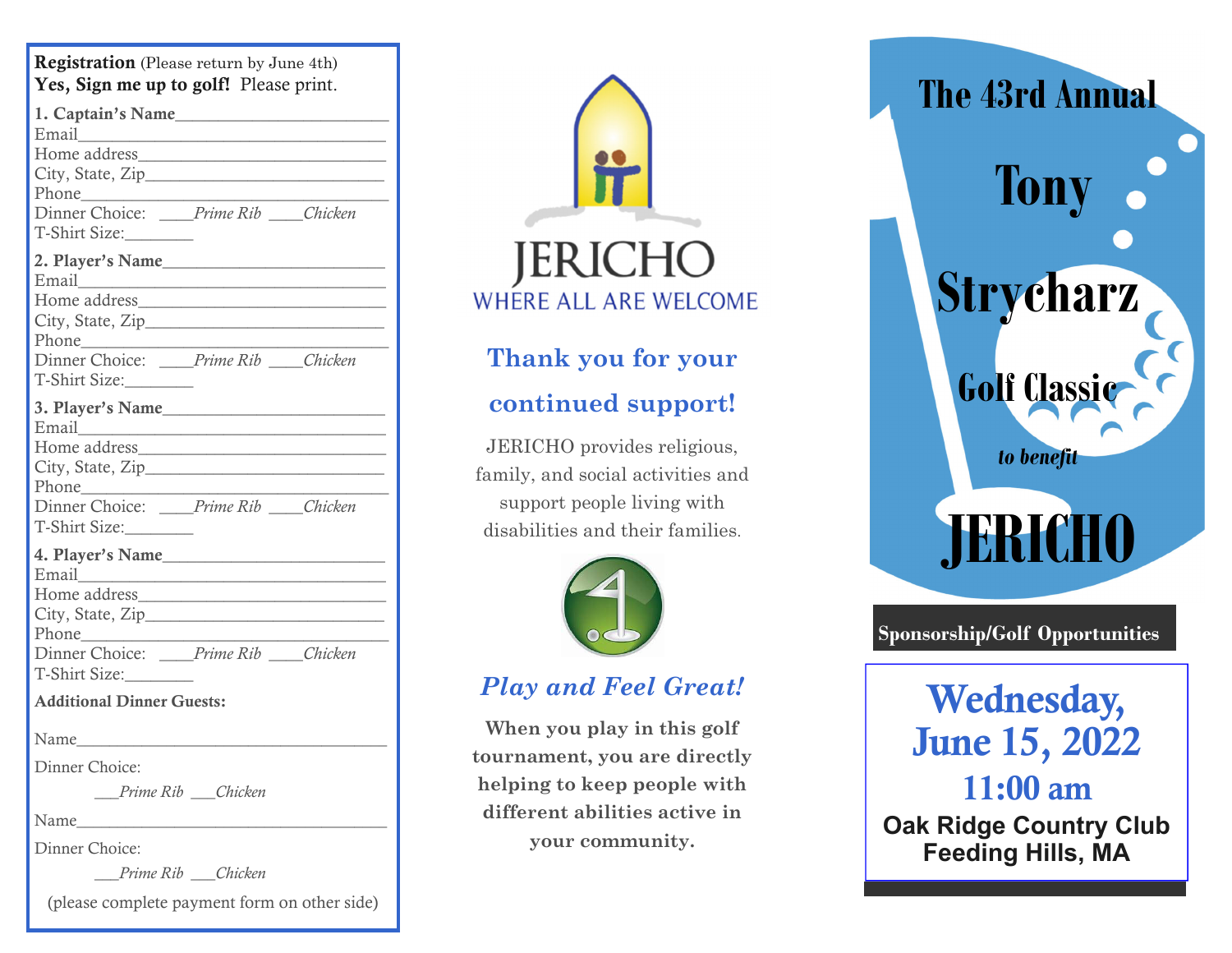**Registration** (Please return by June 4th)
**Yes, Sign me up to golf!** Please print.

**1. Captain's Name**\_\_\_\_\_\_\_\_\_\_\_\_\_\_\_\_\_\_\_\_\_\_\_\_
Email\_\_\_\_\_\_\_\_\_\_\_\_\_\_\_\_\_\_\_\_\_\_\_\_\_\_\_\_\_\_\_\_
Home address\_\_\_\_\_\_\_\_\_\_\_\_\_\_\_\_\_\_\_\_\_\_\_\_\_\_
City, State, Zip\_\_\_\_\_\_\_\_\_\_\_\_\_\_\_\_\_\_\_\_\_\_\_\_\_
Phone\_\_\_\_\_\_\_\_\_\_\_\_\_\_\_\_\_\_\_\_\_\_\_\_\_\_\_\_\_\_\_\_
Dinner Choice: \_\_\_\_*Prime Rib* \_\_\_\_*Chicken*
T-Shirt Size:\_\_\_\_\_\_\_\_

**2. Player's Name**\_\_\_\_\_\_\_\_\_\_\_\_\_\_\_\_\_\_\_\_\_\_\_\_\_
Email\_\_\_\_\_\_\_\_\_\_\_\_\_\_\_\_\_\_\_\_\_\_\_\_\_\_\_\_\_\_\_\_
Home address\_\_\_\_\_\_\_\_\_\_\_\_\_\_\_\_\_\_\_\_\_\_\_\_\_\_
City, State, Zip\_\_\_\_\_\_\_\_\_\_\_\_\_\_\_\_\_\_\_\_\_\_\_\_\_
Phone\_\_\_\_\_\_\_\_\_\_\_\_\_\_\_\_\_\_\_\_\_\_\_\_\_\_\_\_\_\_\_\_
Dinner Choice: \_\_\_\_*Prime Rib* \_\_\_\_*Chicken*
T-Shirt Size:\_\_\_\_\_\_\_\_

**3. Player's Name**\_\_\_\_\_\_\_\_\_\_\_\_\_\_\_\_\_\_\_\_\_\_\_\_\_
Email\_\_\_\_\_\_\_\_\_\_\_\_\_\_\_\_\_\_\_\_\_\_\_\_\_\_\_\_\_\_\_\_
Home address\_\_\_\_\_\_\_\_\_\_\_\_\_\_\_\_\_\_\_\_\_\_\_\_\_\_
City, State, Zip\_\_\_\_\_\_\_\_\_\_\_\_\_\_\_\_\_\_\_\_\_\_\_\_\_
Phone\_\_\_\_\_\_\_\_\_\_\_\_\_\_\_\_\_\_\_\_\_\_\_\_\_\_\_\_\_\_\_\_
Dinner Choice: \_\_\_\_*Prime Rib* \_\_\_\_*Chicken*
T-Shirt Size:\_\_\_\_\_\_\_\_

**4. Player's Name**\_\_\_\_\_\_\_\_\_\_\_\_\_\_\_\_\_\_\_\_\_\_\_\_\_
Email\_\_\_\_\_\_\_\_\_\_\_\_\_\_\_\_\_\_\_\_\_\_\_\_\_\_\_\_\_\_\_\_
Home address\_\_\_\_\_\_\_\_\_\_\_\_\_\_\_\_\_\_\_\_\_\_\_\_\_\_
City, State, Zip\_\_\_\_\_\_\_\_\_\_\_\_\_\_\_\_\_\_\_\_\_\_\_\_\_
Phone\_\_\_\_\_\_\_\_\_\_\_\_\_\_\_\_\_\_\_\_\_\_\_\_\_\_\_\_\_\_\_\_
Dinner Choice: \_\_\_\_*Prime Rib* \_\_\_\_*Chicken*
T-Shirt Size:\_\_\_\_\_\_\_\_

**Additional Dinner Guests:**

Name\_\_\_\_\_\_\_\_\_\_\_\_\_\_\_\_\_\_\_\_\_\_\_\_\_\_\_\_\_\_\_\_\_\_

Dinner Choice:

\_\_\_*Prime Rib* \_\_\_*Chicken*

Name\_\_\_\_\_\_\_\_\_\_\_\_\_\_\_\_\_\_\_\_\_\_\_\_\_\_\_\_\_\_\_\_\_\_

Dinner Choice:

\_\_\_*Prime Rib* \_\_\_*Chicken*

(please complete payment form on other side)

JERICHO
WHERE ALL ARE WELCOME

## Thank you for your continued support!

JERICHO provides religious, family, and social activities and support people living with disabilities and their families.

## *Play and Feel Great!*

**When you play in this golf tournament, you are directly helping to keep people with different abilities active in your community.**

# The 43rd Annual Tony Strycharz Golf Classic

*to benefit*

# JERICHO

**Sponsorship/Golf Opportunities**

## Wednesday, June 15, 2022

## 11:00 am

**Oak Ridge Country Club**
**Feeding Hills, MA**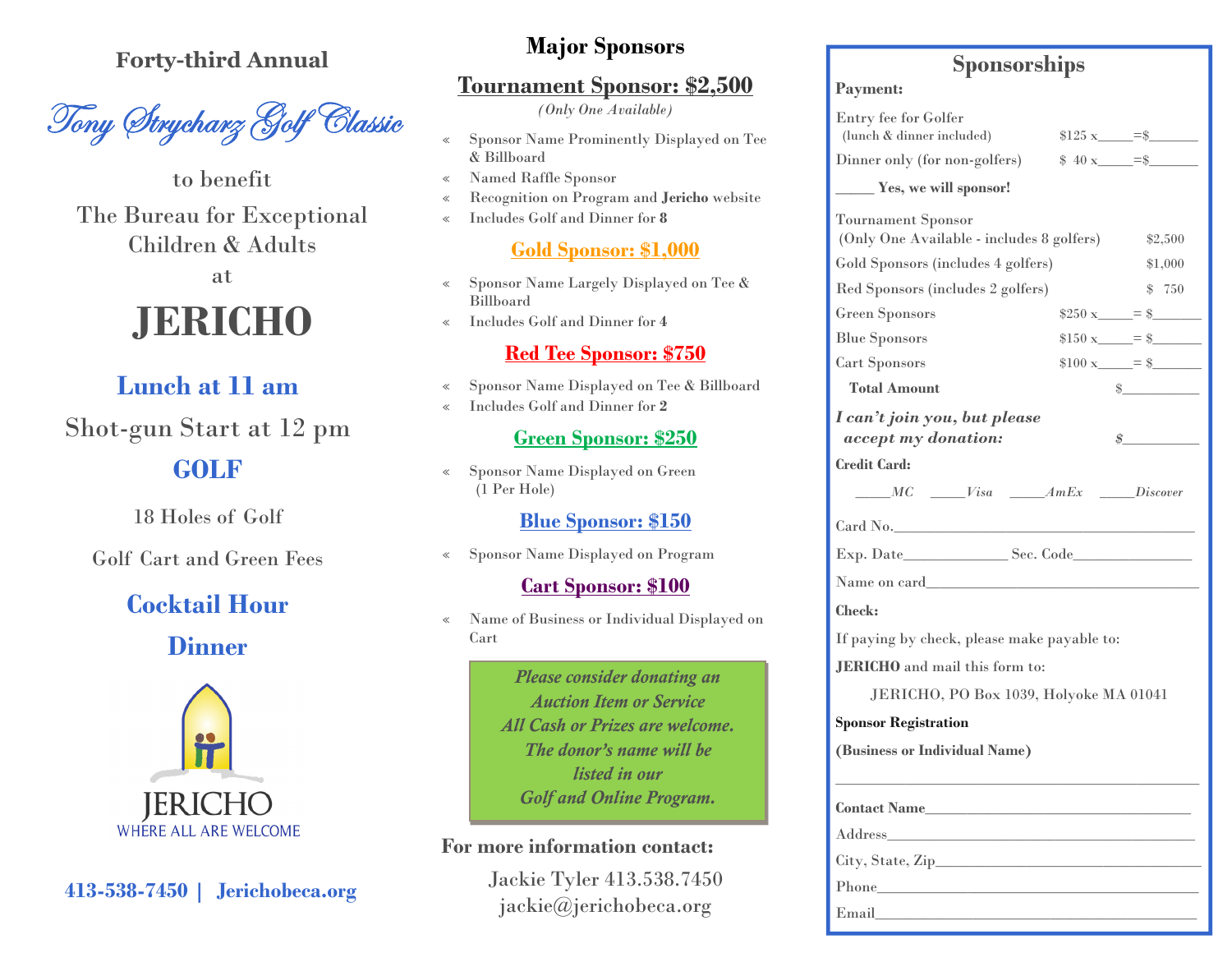**Forty-third Annual**

# *Tony Strycharz Golf Classic*

to benefit

The Bureau for Exceptional Children & Adults

at

# JERICHO

**Lunch at 11 am**

Shot-gun Start at 12 pm

**GOLF**

18 Holes of Golf

Golf Cart and Green Fees

**Cocktail Hour**

**Dinner**

JERICHO
WHERE ALL ARE WELCOME

**413-538-7450 | Jerichobeca.org**

## Major Sponsors

### Tournament Sponsor: $2,500

*(Only One Available)*

- Sponsor Name Prominently Displayed on Tee & Billboard
- Named Raffle Sponsor
- Recognition on Program and **Jericho** website
- Includes Golf and Dinner for **8**

### Gold Sponsor: $1,000

- Sponsor Name Largely Displayed on Tee & Billboard
- Includes Golf and Dinner for 4

### Red Tee Sponsor: $750

- Sponsor Name Displayed on Tee & Billboard
- Includes Golf and Dinner for **2**

### Green Sponsor: $250

- Sponsor Name Displayed on Green (1 Per Hole)

### Blue Sponsor: $150

- Sponsor Name Displayed on Program

### Cart Sponsor: $100

- Name of Business or Individual Displayed on Cart

*Please consider donating an Auction Item or Service All Cash or Prizes are welcome. The donor's name will be listed in our Golf and Online Program.*

**For more information contact:**

Jackie Tyler 413.538.7450
jackie@jerichobeca.org

## Sponsorships

**Payment:**

Entry fee for Golfer (lunch & dinner included) $125 x_____=$_______

Dinner only (for non-golfers) $ 40 x_____=$_______

_____ **Yes, we will sponsor!**

Tournament Sponsor (Only One Available - includes 8 golfers) $2,500

Gold Sponsors (includes 4 golfers) $1,000

Red Sponsors (includes 2 golfers) $ 750

Green Sponsors $250 x_____= $_______

Blue Sponsors $150 x_____= $_______

Cart Sponsors $100 x_____= $_______

**Total Amount** $___________

***I can't join you, but please accept my donation:*** $___________

**Credit Card:**

_____*MC* _____*Visa* _____*AmEx* _____*Discover*

Card No.___________________________________________

Exp. Date______________ Sec. Code________________

Name on card_______________________________________

**Check:**

If paying by check, please make payable to:

**JERICHO** and mail this form to:

JERICHO, PO Box 1039, Holyoke MA 01041

**Sponsor Registration**

**(Business or Individual Name)**

___________________________________________________

**Contact Name**_____________________________________

Address____________________________________________

City, State, Zip______________________________________

Phone______________________________________________

Email______________________________________________